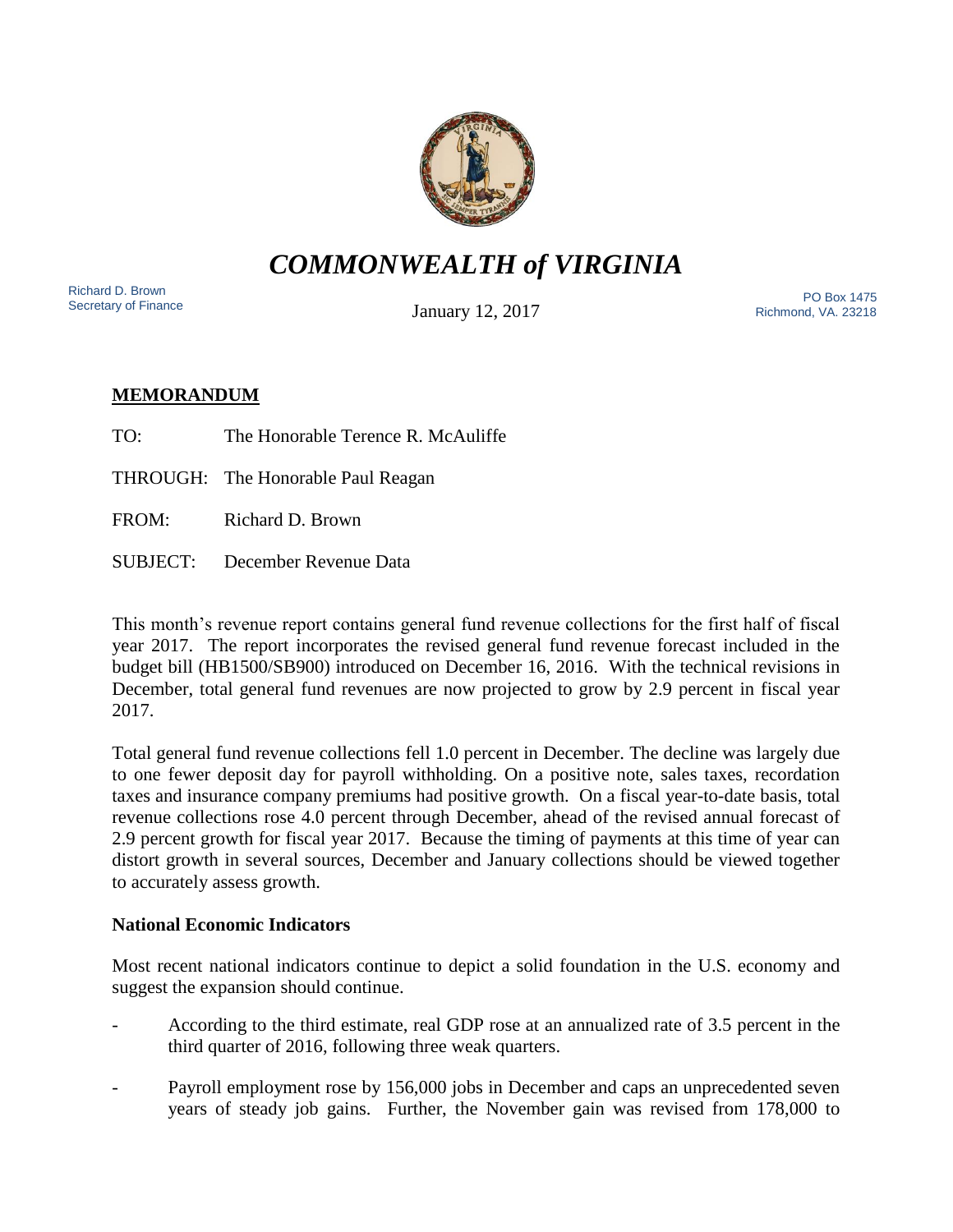# *COMMONWEALTH of VIRGINIA*

Richard D. Brown
Secretary of Finance

January 12, 2017

PO Box 1475
Richmond, VA. 23218

**MEMORANDUM**

TO: The Honorable Terence R. McAuliffe

THROUGH: The Honorable Paul Reagan

FROM: Richard D. Brown

SUBJECT: December Revenue Data

This month's revenue report contains general fund revenue collections for the first half of fiscal year 2017. The report incorporates the revised general fund revenue forecast included in the budget bill (HB1500/SB900) introduced on December 16, 2016. With the technical revisions in December, total general fund revenues are now projected to grow by 2.9 percent in fiscal year 2017.

Total general fund revenue collections fell 1.0 percent in December. The decline was largely due to one fewer deposit day for payroll withholding. On a positive note, sales taxes, recordation taxes and insurance company premiums had positive growth. On a fiscal year-to-date basis, total revenue collections rose 4.0 percent through December, ahead of the revised annual forecast of 2.9 percent growth for fiscal year 2017. Because the timing of payments at this time of year can distort growth in several sources, December and January collections should be viewed together to accurately assess growth.

**National Economic Indicators**

Most recent national indicators continue to depict a solid foundation in the U.S. economy and suggest the expansion should continue.

- According to the third estimate, real GDP rose at an annualized rate of 3.5 percent in the third quarter of 2016, following three weak quarters.
- Payroll employment rose by 156,000 jobs in December and caps an unprecedented seven years of steady job gains. Further, the November gain was revised from 178,000 to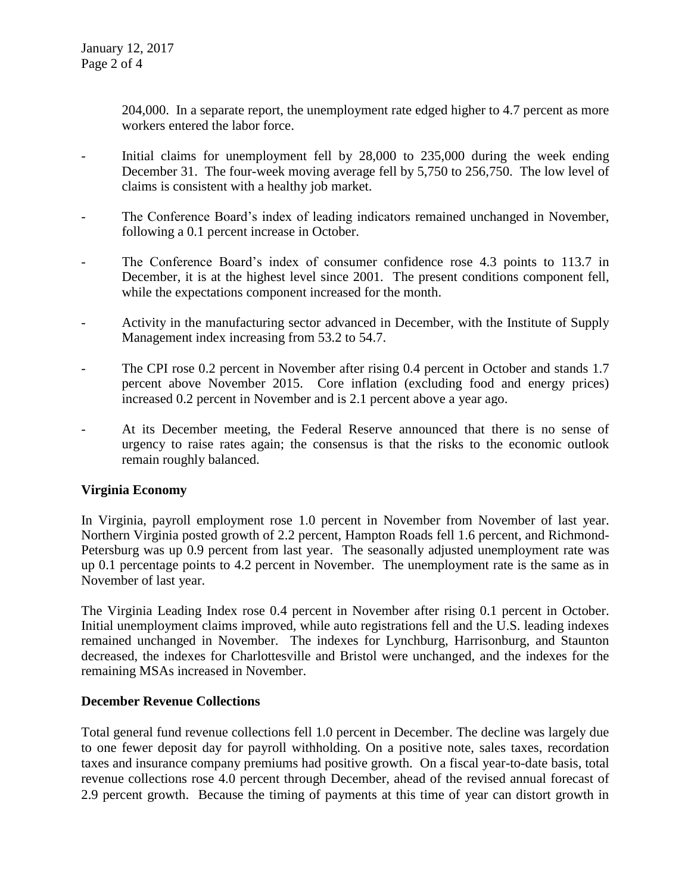204,000. In a separate report, the unemployment rate edged higher to 4.7 percent as more workers entered the labor force.

- Initial claims for unemployment fell by 28,000 to 235,000 during the week ending December 31. The four-week moving average fell by 5,750 to 256,750. The low level of claims is consistent with a healthy job market.

- The Conference Board's index of leading indicators remained unchanged in November, following a 0.1 percent increase in October.

- The Conference Board's index of consumer confidence rose 4.3 points to 113.7 in December, it is at the highest level since 2001. The present conditions component fell, while the expectations component increased for the month.

- Activity in the manufacturing sector advanced in December, with the Institute of Supply Management index increasing from 53.2 to 54.7.

- The CPI rose 0.2 percent in November after rising 0.4 percent in October and stands 1.7 percent above November 2015. Core inflation (excluding food and energy prices) increased 0.2 percent in November and is 2.1 percent above a year ago.

- At its December meeting, the Federal Reserve announced that there is no sense of urgency to raise rates again; the consensus is that the risks to the economic outlook remain roughly balanced.

**Virginia Economy**

In Virginia, payroll employment rose 1.0 percent in November from November of last year. Northern Virginia posted growth of 2.2 percent, Hampton Roads fell 1.6 percent, and Richmond-Petersburg was up 0.9 percent from last year. The seasonally adjusted unemployment rate was up 0.1 percentage points to 4.2 percent in November. The unemployment rate is the same as in November of last year.

The Virginia Leading Index rose 0.4 percent in November after rising 0.1 percent in October. Initial unemployment claims improved, while auto registrations fell and the U.S. leading indexes remained unchanged in November. The indexes for Lynchburg, Harrisonburg, and Staunton decreased, the indexes for Charlottesville and Bristol were unchanged, and the indexes for the remaining MSAs increased in November.

**December Revenue Collections**

Total general fund revenue collections fell 1.0 percent in December. The decline was largely due to one fewer deposit day for payroll withholding. On a positive note, sales taxes, recordation taxes and insurance company premiums had positive growth. On a fiscal year-to-date basis, total revenue collections rose 4.0 percent through December, ahead of the revised annual forecast of 2.9 percent growth. Because the timing of payments at this time of year can distort growth in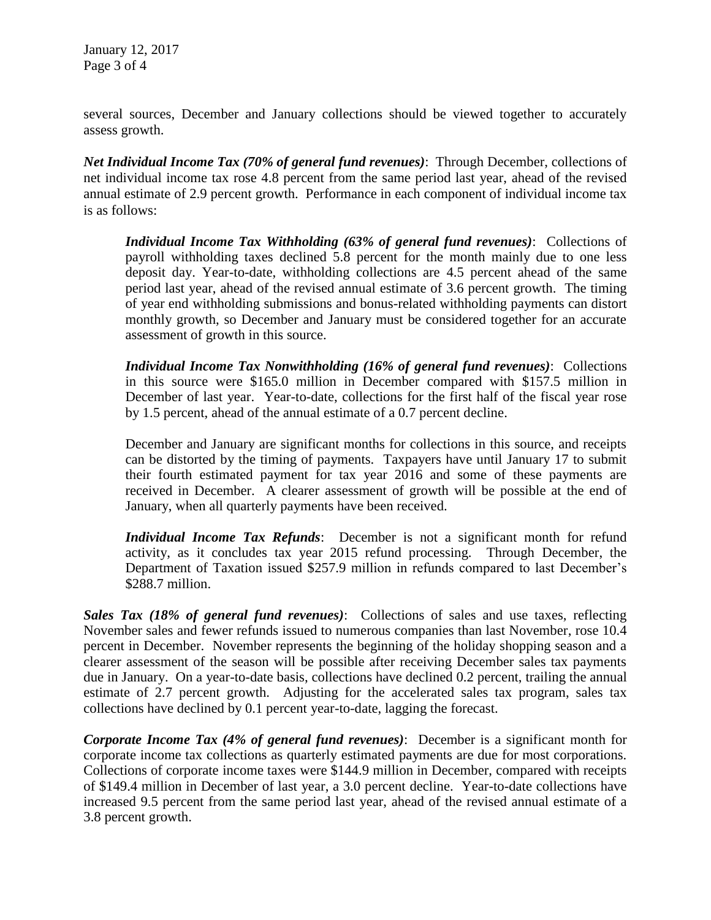several sources, December and January collections should be viewed together to accurately assess growth.

***Net Individual Income Tax (70% of general fund revenues)***: Through December, collections of net individual income tax rose 4.8 percent from the same period last year, ahead of the revised annual estimate of 2.9 percent growth. Performance in each component of individual income tax is as follows:

> ***Individual Income Tax Withholding (63% of general fund revenues)***: Collections of payroll withholding taxes declined 5.8 percent for the month mainly due to one less deposit day. Year-to-date, withholding collections are 4.5 percent ahead of the same period last year, ahead of the revised annual estimate of 3.6 percent growth. The timing of year end withholding submissions and bonus-related withholding payments can distort monthly growth, so December and January must be considered together for an accurate assessment of growth in this source.
>
> ***Individual Income Tax Nonwithholding (16% of general fund revenues)***: Collections in this source were $165.0 million in December compared with $157.5 million in December of last year. Year-to-date, collections for the first half of the fiscal year rose by 1.5 percent, ahead of the annual estimate of a 0.7 percent decline.
>
> December and January are significant months for collections in this source, and receipts can be distorted by the timing of payments. Taxpayers have until January 17 to submit their fourth estimated payment for tax year 2016 and some of these payments are received in December. A clearer assessment of growth will be possible at the end of January, when all quarterly payments have been received.
>
> ***Individual Income Tax Refunds***: December is not a significant month for refund activity, as it concludes tax year 2015 refund processing. Through December, the Department of Taxation issued $257.9 million in refunds compared to last December's $288.7 million.

***Sales Tax (18% of general fund revenues)***: Collections of sales and use taxes, reflecting November sales and fewer refunds issued to numerous companies than last November, rose 10.4 percent in December. November represents the beginning of the holiday shopping season and a clearer assessment of the season will be possible after receiving December sales tax payments due in January. On a year-to-date basis, collections have declined 0.2 percent, trailing the annual estimate of 2.7 percent growth. Adjusting for the accelerated sales tax program, sales tax collections have declined by 0.1 percent year-to-date, lagging the forecast.

***Corporate Income Tax (4% of general fund revenues)***: December is a significant month for corporate income tax collections as quarterly estimated payments are due for most corporations. Collections of corporate income taxes were $144.9 million in December, compared with receipts of $149.4 million in December of last year, a 3.0 percent decline. Year-to-date collections have increased 9.5 percent from the same period last year, ahead of the revised annual estimate of a 3.8 percent growth.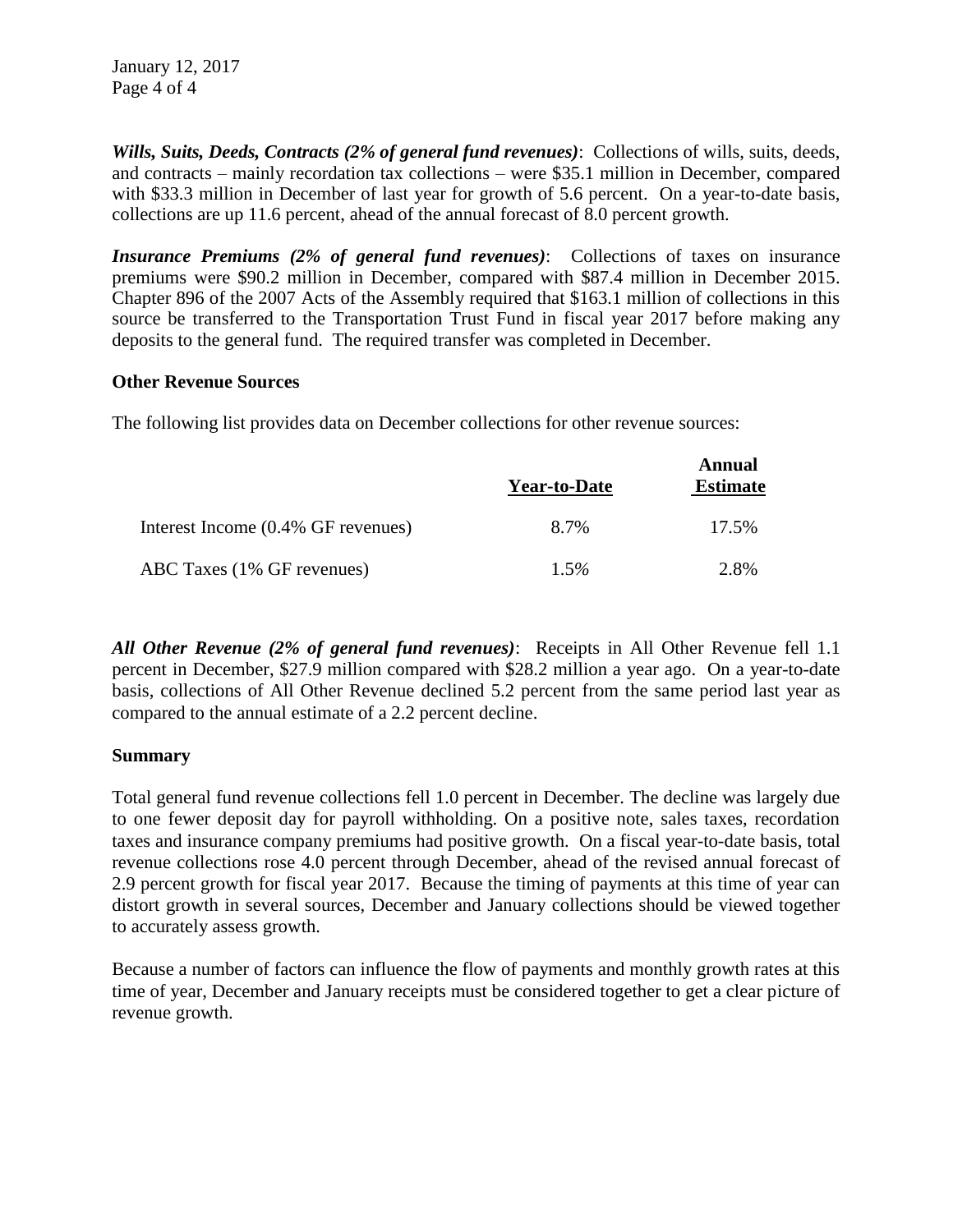***Wills, Suits, Deeds, Contracts (2% of general fund revenues)***: Collections of wills, suits, deeds, and contracts – mainly recordation tax collections – were $35.1 million in December, compared with $33.3 million in December of last year for growth of 5.6 percent. On a year-to-date basis, collections are up 11.6 percent, ahead of the annual forecast of 8.0 percent growth.

***Insurance Premiums (2% of general fund revenues)***: Collections of taxes on insurance premiums were $90.2 million in December, compared with $87.4 million in December 2015. Chapter 896 of the 2007 Acts of the Assembly required that $163.1 million of collections in this source be transferred to the Transportation Trust Fund in fiscal year 2017 before making any deposits to the general fund. The required transfer was completed in December.

**Other Revenue Sources**

The following list provides data on December collections for other revenue sources:

| | Year-to-Date | Annual Estimate |
|---|---|---|
| Interest Income (0.4% GF revenues) | 8.7% | 17.5% |
| ABC Taxes (1% GF revenues) | 1.5% | 2.8% |

***All Other Revenue (2% of general fund revenues)***: Receipts in All Other Revenue fell 1.1 percent in December, $27.9 million compared with $28.2 million a year ago. On a year-to-date basis, collections of All Other Revenue declined 5.2 percent from the same period last year as compared to the annual estimate of a 2.2 percent decline.

**Summary**

Total general fund revenue collections fell 1.0 percent in December. The decline was largely due to one fewer deposit day for payroll withholding. On a positive note, sales taxes, recordation taxes and insurance company premiums had positive growth. On a fiscal year-to-date basis, total revenue collections rose 4.0 percent through December, ahead of the revised annual forecast of 2.9 percent growth for fiscal year 2017. Because the timing of payments at this time of year can distort growth in several sources, December and January collections should be viewed together to accurately assess growth.

Because a number of factors can influence the flow of payments and monthly growth rates at this time of year, December and January receipts must be considered together to get a clear picture of revenue growth.